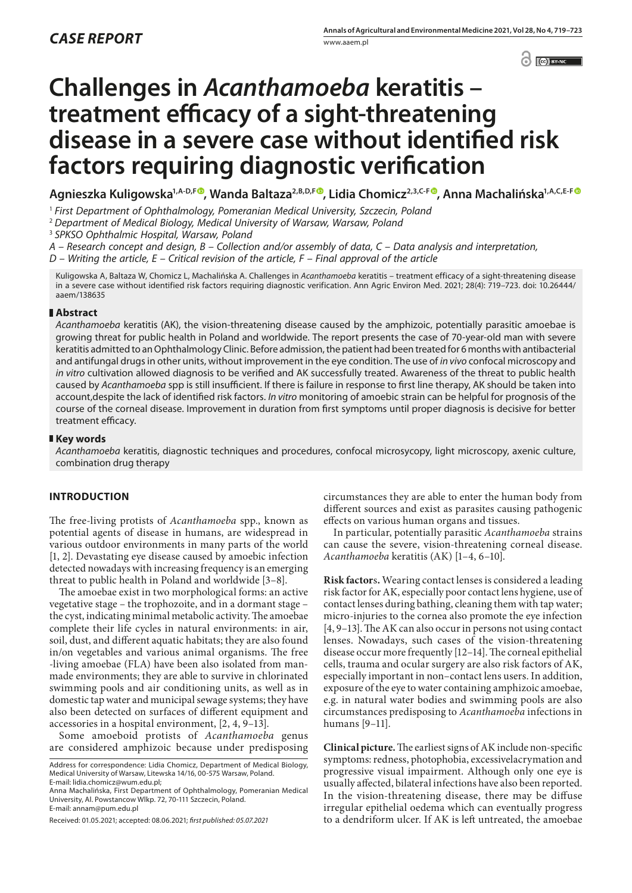*CASE REPORT*

# Challenges in *Acanthamoeba* keratitis – treatment efficacy of a sight-threatening disease in a severe case without identified risk factors requiring diagnostic verification

**Agnieszka Kuligowska[1,A-D,F], Wanda Baltaza[2,B,D,F], Lidia Chomicz[2,3,C-F], Anna Machalińska[1,A,C,E-F]**

[1] *First Department of Ophthalmology, Pomeranian Medical University, Szczecin, Poland*
[2] *Department of Medical Biology, Medical University of Warsaw, Warsaw, Poland*
[3] *SPKSO Ophthalmic Hospital, Warsaw, Poland*

*A – Research concept and design, B – Collection and/or assembly of data, C – Data analysis and interpretation, D – Writing the article, E – Critical revision of the article, F – Final approval of the article*

Kuligowska A, Baltaza W, Chomicz L, Machalińska A. Challenges in *Acanthamoeba* keratitis – treatment efficacy of a sight-threatening disease in a severe case without identified risk factors requiring diagnostic verification. Ann Agric Environ Med. 2021; 28(4): 719–723. doi: 10.26444/aaem/138635

## Abstract

*Acanthamoeba* keratitis (AK), the vision-threatening disease caused by the amphizoic, potentially parasitic amoebae is growing threat for public health in Poland and worldwide. The report presents the case of 70-year-old man with severe keratitis admitted to an Ophthalmology Clinic. Before admission, the patient had been treated for 6 months with antibacterial and antifungal drugs in other units, without improvement in the eye condition. The use of *in vivo* confocal microscopy and *in vitro* cultivation allowed diagnosis to be verified and AK successfully treated. Awareness of the threat to public health caused by *Acanthamoeba* spp is still insufficient. If there is failure in response to first line therapy, AK should be taken into account,despite the lack of identified risk factors. *In vitro* monitoring of amoebic strain can be helpful for prognosis of the course of the corneal disease. Improvement in duration from first symptoms until proper diagnosis is decisive for better treatment efficacy.

## Key words

*Acanthamoeba* keratitis, diagnostic techniques and procedures, confocal microsycopy, light microscopy, axenic culture, combination drug therapy

## INTRODUCTION

The free-living protists of *Acanthamoeba* spp., known as potential agents of disease in humans, are widespread in various outdoor environments in many parts of the world [1, 2]. Devastating eye disease caused by amoebic infection detected nowadays with increasing frequency is an emerging threat to public health in Poland and worldwide [3–8].

The amoebae exist in two morphological forms: an active vegetative stage – the trophozoite, and in a dormant stage – the cyst, indicating minimal metabolic activity. The amoebae complete their life cycles in natural environments: in air, soil, dust, and different aquatic habitats; they are also found in/on vegetables and various animal organisms. The free -living amoebae (FLA) have been also isolated from man-made environments; they are able to survive in chlorinated swimming pools and air conditioning units, as well as in domestic tap water and municipal sewage systems; they have also been detected on surfaces of different equipment and accessories in a hospital environment, [2, 4, 9–13].

Some amoeboid protists of *Acanthamoeba* genus are considered amphizoic because under predisposing circumstances they are able to enter the human body from different sources and exist as parasites causing pathogenic effects on various human organs and tissues.

In particular, potentially parasitic *Acanthamoeba* strains can cause the severe, vision-threatening corneal disease. *Acanthamoeba* keratitis (AK) [1–4, 6–10].

**Risk factors.** Wearing contact lenses is considered a leading risk factor for AK, especially poor contact lens hygiene, use of contact lenses during bathing, cleaning them with tap water; micro-injuries to the cornea also promote the eye infection [4, 9–13]. The AK can also occur in persons not using contact lenses. Nowadays, such cases of the vision-threatening disease occur more frequently [12–14]. The corneal epithelial cells, trauma and ocular surgery are also risk factors of AK, especially important in non–contact lens users. In addition, exposure of the eye to water containing amphizoic amoebae, e.g. in natural water bodies and swimming pools are also circumstances predisposing to *Acanthamoeba* infections in humans [9–11].

**Clinical picture.** The earliest signs of AK include non-specific symptoms: redness, photophobia, excessivelacrymation and progressive visual impairment. Although only one eye is usually affected, bilateral infections have also been reported. In the vision-threatening disease, there may be diffuse irregular epithelial oedema which can eventually progress to a dendriform ulcer. If AK is left untreated, the amoebae

Address for correspondence: Lidia Chomicz, Department of Medical Biology, Medical University of Warsaw, Litewska 14/16, 00-575 Warsaw, Poland.
E-mail: lidia.chomicz@wum.edu.pl;
Anna Machalińska, First Department of Ophthalmology, Pomeranian Medical University, Al. Powstancow Wlkp. 72, 70-111 Szczecin, Poland.
E-mail: annam@pum.edu.pl

Received: 01.05.2021; accepted: 08.06.2021; *first published: 05.07.2021*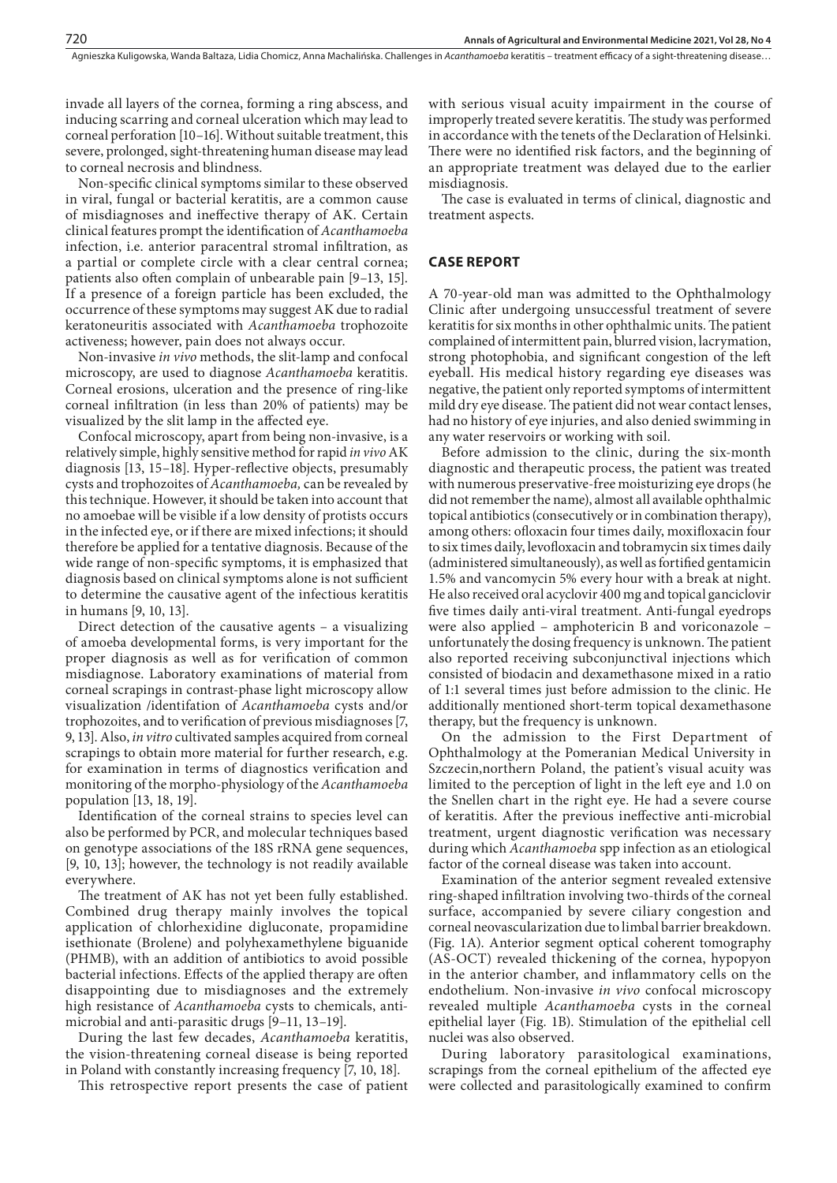invade all layers of the cornea, forming a ring abscess, and inducing scarring and corneal ulceration which may lead to corneal perforation [10–16]. Without suitable treatment, this severe, prolonged, sight-threatening human disease may lead to corneal necrosis and blindness.

Non-specific clinical symptoms similar to these observed in viral, fungal or bacterial keratitis, are a common cause of misdiagnoses and ineffective therapy of AK. Certain clinical features prompt the identification of *Acanthamoeba* infection, i.e. anterior paracentral stromal infiltration, as a partial or complete circle with a clear central cornea; patients also often complain of unbearable pain [9–13, 15]. If a presence of a foreign particle has been excluded, the occurrence of these symptoms may suggest AK due to radial keratoneuritis associated with *Acanthamoeba* trophozoite activeness; however, pain does not always occur.

Non-invasive *in vivo* methods, the slit-lamp and confocal microscopy, are used to diagnose *Acanthamoeba* keratitis. Corneal erosions, ulceration and the presence of ring-like corneal infiltration (in less than 20% of patients) may be visualized by the slit lamp in the affected eye.

Confocal microscopy, apart from being non-invasive, is a relatively simple, highly sensitive method for rapid *in vivo* AK diagnosis [13, 15–18]. Hyper-reflective objects, presumably cysts and trophozoites of *Acanthamoeba,* can be revealed by this technique. However, it should be taken into account that no amoebae will be visible if a low density of protists occurs in the infected eye, or if there are mixed infections; it should therefore be applied for a tentative diagnosis. Because of the wide range of non-specific symptoms, it is emphasized that diagnosis based on clinical symptoms alone is not sufficient to determine the causative agent of the infectious keratitis in humans [9, 10, 13].

Direct detection of the causative agents – a visualizing of amoeba developmental forms, is very important for the proper diagnosis as well as for verification of common misdiagnose. Laboratory examinations of material from corneal scrapings in contrast-phase light microscopy allow visualization /identifation of *Acanthamoeba* cysts and/or trophozoites, and to verification of previous misdiagnoses [7, 9, 13]. Also, *in vitro* cultivated samples acquired from corneal scrapings to obtain more material for further research, e.g. for examination in terms of diagnostics verification and monitoring of the morpho-physiology of the *Acanthamoeba* population [13, 18, 19].

Identification of the corneal strains to species level can also be performed by PCR, and molecular techniques based on genotype associations of the 18S rRNA gene sequences, [9, 10, 13]; however, the technology is not readily available everywhere.

The treatment of AK has not yet been fully established. Combined drug therapy mainly involves the topical application of chlorhexidine digluconate, propamidine isethionate (Brolene) and polyhexamethylene biguanide (PHMB), with an addition of antibiotics to avoid possible bacterial infections. Effects of the applied therapy are often disappointing due to misdiagnoses and the extremely high resistance of *Acanthamoeba* cysts to chemicals, anti-microbial and anti-parasitic drugs [9–11, 13–19].

During the last few decades, *Acanthamoeba* keratitis, the vision-threatening corneal disease is being reported in Poland with constantly increasing frequency [7, 10, 18].

This retrospective report presents the case of patient with serious visual acuity impairment in the course of improperly treated severe keratitis. The study was performed in accordance with the tenets of the Declaration of Helsinki. There were no identified risk factors, and the beginning of an appropriate treatment was delayed due to the earlier misdiagnosis.

The case is evaluated in terms of clinical, diagnostic and treatment aspects.

## CASE REPORT

A 70-year-old man was admitted to the Ophthalmology Clinic after undergoing unsuccessful treatment of severe keratitis for six months in other ophthalmic units. The patient complained of intermittent pain, blurred vision, lacrymation, strong photophobia, and significant congestion of the left eyeball. His medical history regarding eye diseases was negative, the patient only reported symptoms of intermittent mild dry eye disease. The patient did not wear contact lenses, had no history of eye injuries, and also denied swimming in any water reservoirs or working with soil.

Before admission to the clinic, during the six-month diagnostic and therapeutic process, the patient was treated with numerous preservative-free moisturizing eye drops (he did not remember the name), almost all available ophthalmic topical antibiotics (consecutively or in combination therapy), among others: ofloxacin four times daily, moxifloxacin four to six times daily, levofloxacin and tobramycin six times daily (administered simultaneously), as well as fortified gentamicin 1.5% and vancomycin 5% every hour with a break at night. He also received oral acyclovir 400 mg and topical ganciclovir five times daily anti-viral treatment. Anti-fungal eyedrops were also applied – amphotericin B and voriconazole – unfortunately the dosing frequency is unknown. The patient also reported receiving subconjunctival injections which consisted of biodacin and dexamethasone mixed in a ratio of 1:1 several times just before admission to the clinic. He additionally mentioned short-term topical dexamethasone therapy, but the frequency is unknown.

On the admission to the First Department of Ophthalmology at the Pomeranian Medical University in Szczecin,northern Poland, the patient's visual acuity was limited to the perception of light in the left eye and 1.0 on the Snellen chart in the right eye. He had a severe course of keratitis. After the previous ineffective anti-microbial treatment, urgent diagnostic verification was necessary during which *Acanthamoeba* spp infection as an etiological factor of the corneal disease was taken into account.

Examination of the anterior segment revealed extensive ring-shaped infiltration involving two-thirds of the corneal surface, accompanied by severe ciliary congestion and corneal neovascularization due to limbal barrier breakdown. (Fig. 1A). Anterior segment optical coherent tomography (AS-OCT) revealed thickening of the cornea, hypopyon in the anterior chamber, and inflammatory cells on the endothelium. Non-invasive *in vivo* confocal microscopy revealed multiple *Acanthamoeba* cysts in the corneal epithelial layer (Fig. 1B). Stimulation of the epithelial cell nuclei was also observed.

During laboratory parasitological examinations, scrapings from the corneal epithelium of the affected eye were collected and parasitologically examined to confirm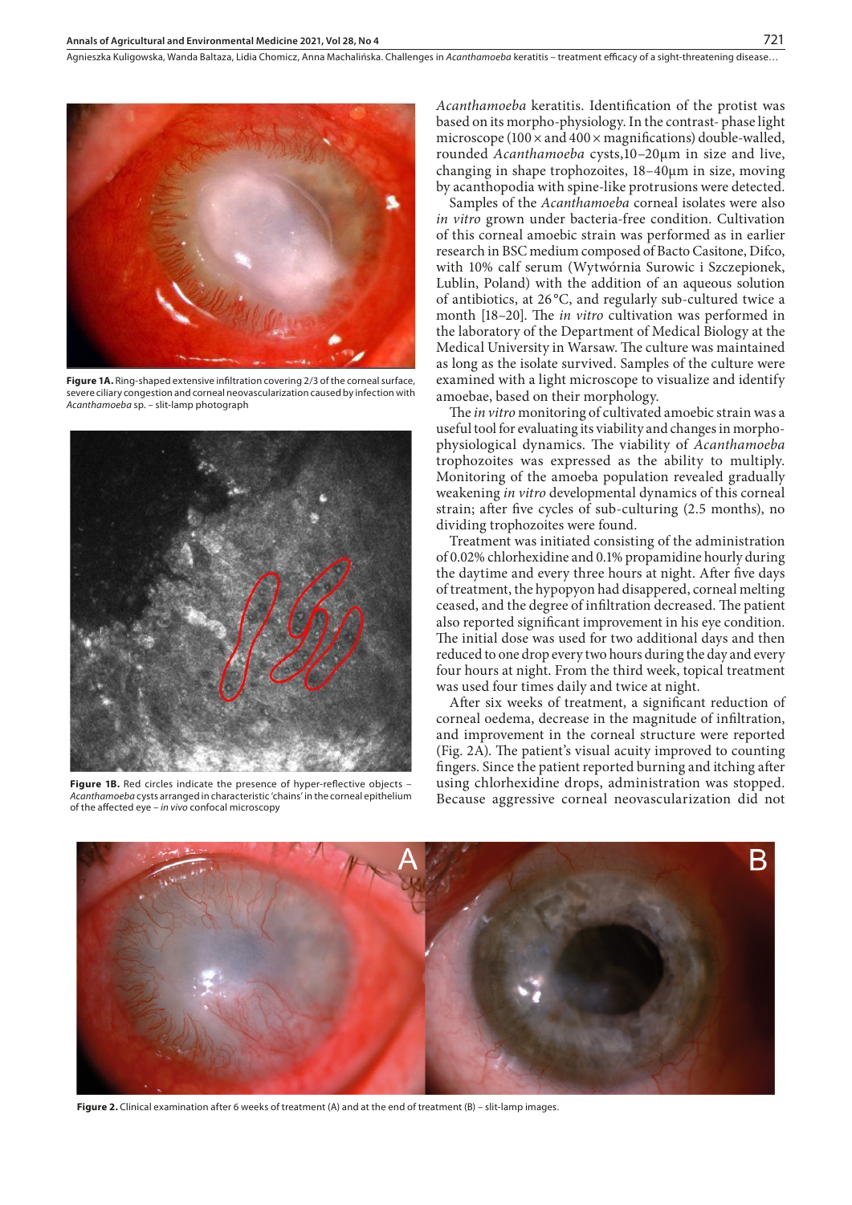**Figure 1A.** Ring-shaped extensive infiltration covering 2/3 of the corneal surface, severe ciliary congestion and corneal neovascularization caused by infection with *Acanthamoeba* sp. – slit-lamp photograph

**Figure 1B.** Red circles indicate the presence of hyper-reflective objects – *Acanthamoeba* cysts arranged in characteristic 'chains' in the corneal epithelium of the affected eye – *in vivo* confocal microscopy

*Acanthamoeba* keratitis. Identification of the protist was based on its morpho-physiology. In the contrast- phase light microscope (100 × and 400 × magnifications) double-walled, rounded *Acanthamoeba* cysts,10–20µm in size and live, changing in shape trophozoites, 18–40µm in size, moving by acanthopodia with spine-like protrusions were detected.

Samples of the *Acanthamoeba* corneal isolates were also *in vitro* grown under bacteria-free condition. Cultivation of this corneal amoebic strain was performed as in earlier research in BSC medium composed of Bacto Casitone, Difco, with 10% calf serum (Wytwórnia Surowic i Szczepionek, Lublin, Poland) with the addition of an aqueous solution of antibiotics, at 26 °C, and regularly sub-cultured twice a month [18–20]. The *in vitro* cultivation was performed in the laboratory of the Department of Medical Biology at the Medical University in Warsaw. The culture was maintained as long as the isolate survived. Samples of the culture were examined with a light microscope to visualize and identify amoebae, based on their morphology.

The *in vitro* monitoring of cultivated amoebic strain was a useful tool for evaluating its viability and changes in morpho-physiological dynamics. The viability of *Acanthamoeba* trophozoites was expressed as the ability to multiply. Monitoring of the amoeba population revealed gradually weakening *in vitro* developmental dynamics of this corneal strain; after five cycles of sub-culturing (2.5 months), no dividing trophozoites were found.

Treatment was initiated consisting of the administration of 0.02% chlorhexidine and 0.1% propamidine hourly during the daytime and every three hours at night. After five days of treatment, the hypopyon had disappeared, corneal melting ceased, and the degree of infiltration decreased. The patient also reported significant improvement in his eye condition. The initial dose was used for two additional days and then reduced to one drop every two hours during the day and every four hours at night. From the third week, topical treatment was used four times daily and twice at night.

After six weeks of treatment, a significant reduction of corneal oedema, decrease in the magnitude of infiltration, and improvement in the corneal structure were reported (Fig. 2A). The patient's visual acuity improved to counting fingers. Since the patient reported burning and itching after using chlorhexidine drops, administration was stopped. Because aggressive corneal neovascularization did not

**Figure 2.** Clinical examination after 6 weeks of treatment (A) and at the end of treatment (B) – slit-lamp images.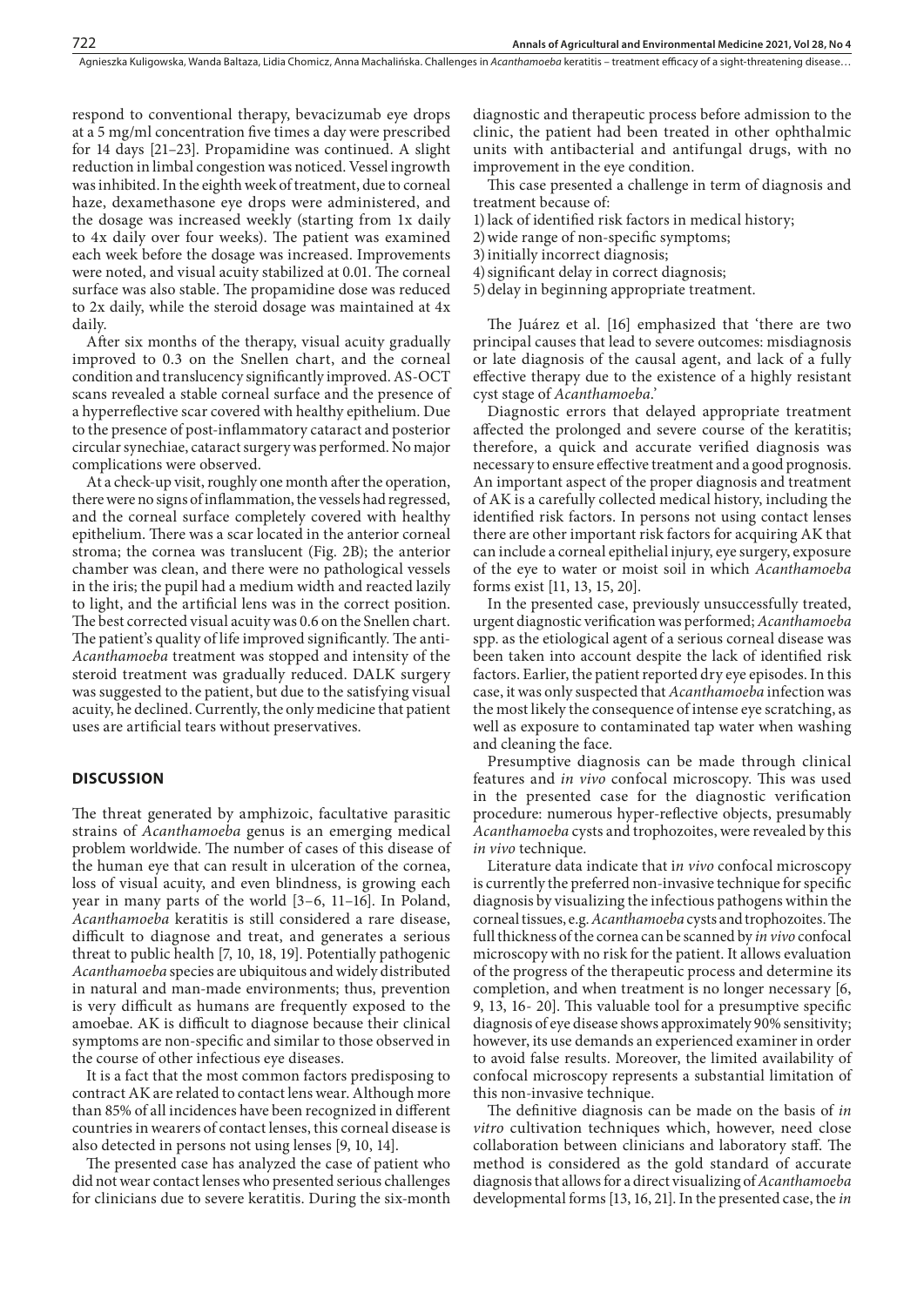respond to conventional therapy, bevacizumab eye drops at a 5 mg/ml concentration five times a day were prescribed for 14 days [21–23]. Propamidine was continued. A slight reduction in limbal congestion was noticed. Vessel ingrowth was inhibited. In the eighth week of treatment, due to corneal haze, dexamethasone eye drops were administered, and the dosage was increased weekly (starting from 1x daily to 4x daily over four weeks). The patient was examined each week before the dosage was increased. Improvements were noted, and visual acuity stabilized at 0.01. The corneal surface was also stable. The propamidine dose was reduced to 2x daily, while the steroid dosage was maintained at 4x daily.

After six months of the therapy, visual acuity gradually improved to 0.3 on the Snellen chart, and the corneal condition and translucency significantly improved. AS-OCT scans revealed a stable corneal surface and the presence of a hyperreflective scar covered with healthy epithelium. Due to the presence of post-inflammatory cataract and posterior circular synechiae, cataract surgery was performed. No major complications were observed.

At a check-up visit, roughly one month after the operation, there were no signs of inflammation, the vessels had regressed, and the corneal surface completely covered with healthy epithelium. There was a scar located in the anterior corneal stroma; the cornea was translucent (Fig. 2B); the anterior chamber was clean, and there were no pathological vessels in the iris; the pupil had a medium width and reacted lazily to light, and the artificial lens was in the correct position. The best corrected visual acuity was 0.6 on the Snellen chart. The patient's quality of life improved significantly. The anti-*Acanthamoeba* treatment was stopped and intensity of the steroid treatment was gradually reduced. DALK surgery was suggested to the patient, but due to the satisfying visual acuity, he declined. Currently, the only medicine that patient uses are artificial tears without preservatives.

## DISCUSSION

The threat generated by amphizoic, facultative parasitic strains of *Acanthamoeba* genus is an emerging medical problem worldwide. The number of cases of this disease of the human eye that can result in ulceration of the cornea, loss of visual acuity, and even blindness, is growing each year in many parts of the world [3–6, 11–16]. In Poland, *Acanthamoeba* keratitis is still considered a rare disease, difficult to diagnose and treat, and generates a serious threat to public health [7, 10, 18, 19]. Potentially pathogenic *Acanthamoeba* species are ubiquitous and widely distributed in natural and man-made environments; thus, prevention is very difficult as humans are frequently exposed to the amoebae. AK is difficult to diagnose because their clinical symptoms are non-specific and similar to those observed in the course of other infectious eye diseases.

It is a fact that the most common factors predisposing to contract AK are related to contact lens wear. Although more than 85% of all incidences have been recognized in different countries in wearers of contact lenses, this corneal disease is also detected in persons not using lenses [9, 10, 14].

The presented case has analyzed the case of patient who did not wear contact lenses who presented serious challenges for clinicians due to severe keratitis. During the six-month diagnostic and therapeutic process before admission to the clinic, the patient had been treated in other ophthalmic units with antibacterial and antifungal drugs, with no improvement in the eye condition.

This case presented a challenge in term of diagnosis and treatment because of:

1) lack of identified risk factors in medical history;
2) wide range of non-specific symptoms;
3) initially incorrect diagnosis;
4) significant delay in correct diagnosis;
5) delay in beginning appropriate treatment.

The Juárez et al. [16] emphasized that 'there are two principal causes that lead to severe outcomes: misdiagnosis or late diagnosis of the causal agent, and lack of a fully effective therapy due to the existence of a highly resistant cyst stage of *Acanthamoeba*.'

Diagnostic errors that delayed appropriate treatment affected the prolonged and severe course of the keratitis; therefore, a quick and accurate verified diagnosis was necessary to ensure effective treatment and a good prognosis. An important aspect of the proper diagnosis and treatment of AK is a carefully collected medical history, including the identified risk factors. In persons not using contact lenses there are other important risk factors for acquiring AK that can include a corneal epithelial injury, eye surgery, exposure of the eye to water or moist soil in which *Acanthamoeba* forms exist [11, 13, 15, 20].

In the presented case, previously unsuccessfully treated, urgent diagnostic verification was performed; *Acanthamoeba* spp. as the etiological agent of a serious corneal disease was been taken into account despite the lack of identified risk factors. Earlier, the patient reported dry eye episodes. In this case, it was only suspected that *Acanthamoeba* infection was the most likely the consequence of intense eye scratching, as well as exposure to contaminated tap water when washing and cleaning the face.

Presumptive diagnosis can be made through clinical features and *in vivo* confocal microscopy. This was used in the presented case for the diagnostic verification procedure: numerous hyper-reflective objects, presumably *Acanthamoeba* cysts and trophozoites, were revealed by this *in vivo* technique.

Literature data indicate that i*n vivo* confocal microscopy is currently the preferred non-invasive technique for specific diagnosis by visualizing the infectious pathogens within the corneal tissues, e.g. *Acanthamoeba* cysts and trophozoites. The full thickness of the cornea can be scanned by *in vivo* confocal microscopy with no risk for the patient. It allows evaluation of the progress of the therapeutic process and determine its completion, and when treatment is no longer necessary [6, 9, 13, 16- 20]. This valuable tool for a presumptive specific diagnosis of eye disease shows approximately 90% sensitivity; however, its use demands an experienced examiner in order to avoid false results. Moreover, the limited availability of confocal microscopy represents a substantial limitation of this non-invasive technique.

The definitive diagnosis can be made on the basis of *in vitro* cultivation techniques which, however, need close collaboration between clinicians and laboratory staff. The method is considered as the gold standard of accurate diagnosis that allows for a direct visualizing of *Acanthamoeba* developmental forms [13, 16, 21]. In the presented case, the *in*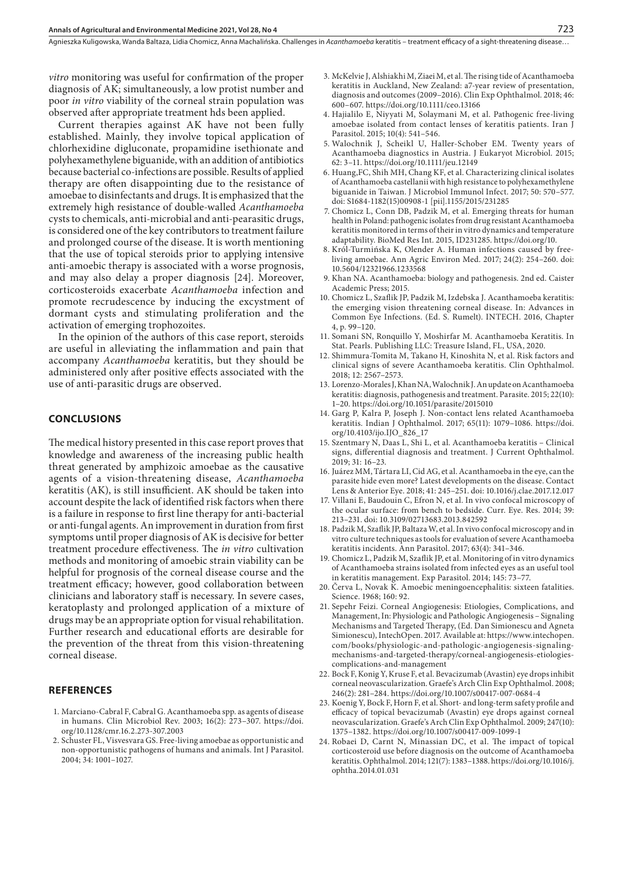*vitro* monitoring was useful for confirmation of the proper diagnosis of AK; simultaneously, a low protist number and poor *in vitro* viability of the corneal strain population was observed after appropriate treatment hds been applied.

Current therapies against AK have not been fully established. Mainly, they involve topical application of chlorhexidine digluconate, propamidine isethionate and polyhexamethylene biguanide, with an addition of antibiotics because bacterial co-infections are possible. Results of applied therapy are often disappointing due to the resistance of amoebae to disinfectants and drugs. It is emphasized that the extremely high resistance of double-walled *Acanthamoeba* cysts to chemicals, anti-microbial and anti-pearasitic drugs, is considered one of the key contributors to treatment failure and prolonged course of the disease. It is worth mentioning that the use of topical steroids prior to applying intensive anti-amoebic therapy is associated with a worse prognosis, and may also delay a proper diagnosis [24]. Moreover, corticosteroids exacerbate *Acanthamoeba* infection and promote recrudescence by inducing the excystment of dormant cysts and stimulating proliferation and the activation of emerging trophozoites.

In the opinion of the authors of this case report, steroids are useful in alleviating the inflammation and pain that accompany *Acanthamoeba* keratitis, but they should be administered only after positive effects associated with the use of anti-parasitic drugs are observed.

## CONCLUSIONS

The medical history presented in this case report proves that knowledge and awareness of the increasing public health threat generated by amphizoic amoebae as the causative agents of a vision-threatening disease, *Acanthamoeba* keratitis (AK), is still insufficient. AK should be taken into account despite the lack of identified risk factors when there is a failure in response to first line therapy for anti-bacterial or anti-fungal agents. An improvement in duration from first symptoms until proper diagnosis of AK is decisive for better treatment procedure effectiveness. The *in vitro* cultivation methods and monitoring of amoebic strain viability can be helpful for prognosis of the corneal disease course and the treatment efficacy; however, good collaboration between clinicians and laboratory staff is necessary. In severe cases, keratoplasty and prolonged application of a mixture of drugs may be an appropriate option for visual rehabilitation. Further research and educational efforts are desirable for the prevention of the threat from this vision-threatening corneal disease.

## REFERENCES

1. Marciano-Cabral F, Cabral G. Acanthamoeba spp. as agents of disease in humans. Clin Microbiol Rev. 2003; 16(2): 273–307. https://doi.org/10.1128/cmr.16.2.273-307.2003
2. Schuster FL, Visvesvara GS. Free-living amoebae as opportunistic and non-opportunistic pathogens of humans and animals. Int J Parasitol. 2004; 34: 1001–1027.
3. McKelvie J, Alshiakhi M, Ziaei M, et al. The rising tide of Acanthamoeba keratitis in Auckland, New Zealand: a7-year review of presentation, diagnosis and outcomes (2009–2016). Clin Exp Ophthalmol. 2018; 46: 600–607. https://doi.org/10.1111/ceo.13166
4. Hajialilo E, Niyyati M, Solaymani M, et al. Pathogenic free-living amoebae isolated from contact lenses of keratitis patients. Iran J Parasitol. 2015; 10(4): 541–546.
5. Walochnik J, Scheikl U, Haller-Schober EM. Twenty years of Acanthamoeba diagnostics in Austria. J Eukaryot Microbiol. 2015; 62: 3–11. https://doi.org/10.1111/jeu.12149
6. Huang,FC, Shih MH, Chang KF, et al. Characterizing clinical isolates of Acanthamoeba castellanii with high resistance to polyhexamethylene biguanide in Taiwan. J Microbiol Immunol Infect. 2017; 50: 570–577. doi: S1684-1182(15)00908-1 [pii].1155/2015/231285
7. Chomicz L, Conn DB, Padzik M, et al. Emerging threats for human health in Poland: pathogenic isolates from drug resistant Acanthamoeba keratitis monitored in terms of their in vitro dynamics and temperature adaptability. BioMed Res Int. 2015, ID231285. https://doi.org/10.
8. Król-Turmińska K, Olender A. Human infections caused by free-living amoebae. Ann Agric Environ Med. 2017; 24(2): 254–260. doi: 10.5604/12321966.1233568
9. Khan NA. Acanthamoeba: biology and pathogenesis. 2nd ed. Caister Academic Press; 2015.
10. Chomicz L, Szaflik JP, Padzik M, Izdebska J. Acanthamoeba keratitis: the emerging vision threatening corneal disease. In: Advances in Common Eye Infections. (Ed. S. Rumelt). INTECH. 2016, Chapter 4, p. 99–120.
11. Somani SN, Ronquillo Y, Moshirfar M. Acanthamoeba Keratitis. In Stat. Pearls. Publishing LLC: Treasure Island, FL, USA, 2020.
12. Shimmura-Tomita M, Takano H, Kinoshita N, et al. Risk factors and clinical signs of severe Acanthamoeba keratitis. Clin Ophthalmol. 2018; 12: 2567–2573.
13. Lorenzo-Morales J, Khan NA, Walochnik J. An update on Acanthamoeba keratitis: diagnosis, pathogenesis and treatment. Parasite. 2015; 22(10): 1–20. https://doi.org/10.1051/parasite/2015010
14. Garg P, Kalra P, Joseph J. Non-contact lens related Acanthamoeba keratitis. Indian J Ophthalmol. 2017; 65(11): 1079–1086. https://doi.org/10.4103/ijo.IJO_826_17
15. Szentmary N, Daas L, Shi L, et al. Acanthamoeba keratitis – Clinical signs, differential diagnosis and treatment. J Current Ophthalmol. 2019; 31: 16–23.
16. Juárez MM, Tártara LI, Cid AG, et al. Acanthamoeba in the eye, can the parasite hide even more? Latest developments on the disease. Contact Lens & Anterior Eye. 2018; 41: 245–251. doi: 10.1016/j.clae.2017.12.017
17. Villani E, Baudouin C, Efron N, et al. In vivo confocal microscopy of the ocular surface: from bench to bedside. Curr. Eye. Res. 2014; 39: 213–231. doi: 10.3109/02713683.2013.842592
18. Padzik M, Szaflik JP, Baltaza W, et al. In vivo confocal microscopy and in vitro culture techniques as tools for evaluation of severe Acanthamoeba keratitis incidents. Ann Parasitol. 2017; 63(4): 341–346.
19. Chomicz L, Padzik M, Szaflik JP, et al. Monitoring of in vitro dynamics of Acanthamoeba strains isolated from infected eyes as an useful tool in keratitis management. Exp Parasitol. 2014; 145: 73–77.
20. Červa L, Novak K. Amoebic meningoencephalitis: sixteen fatalities. Science. 1968; 160: 92.
21. Sepehr Feizi. Corneal Angiogenesis: Etiologies, Complications, and Management, In: Physiologic and Pathologic Angiogenesis – Signaling Mechanisms and Targeted Therapy, (Ed. Dan Simionescu and Agneta Simionescu), IntechOpen. 2017. Available at: https://www.intechopen.com/books/physiologic-and-pathologic-angiogenesis-signaling-mechanisms-and-targeted-therapy/corneal-angiogenesis-etiologies-complications-and-management
22. Bock F, Konig Y, Kruse F, et al. Bevacizumab (Avastin) eye drops inhibit corneal neovascularization. Graefe's Arch Clin Exp Ophthalmol. 2008; 246(2): 281–284. https://doi.org/10.1007/s00417-007-0684-4
23. Koenig Y, Bock F, Horn F, et al. Short- and long-term safety profile and efficacy of topical bevacizumab (Avastin) eye drops against corneal neovascularization. Graefe's Arch Clin Exp Ophthalmol. 2009; 247(10): 1375–1382. https://doi.org/10.1007/s00417-009-1099-1
24. Robaei D, Carnt N, Minassian DC, et al. The impact of topical corticosteroid use before diagnosis on the outcome of Acanthamoeba keratitis. Ophthalmol. 2014; 121(7): 1383–1388. https://doi.org/10.1016/j.ophtha.2014.01.031